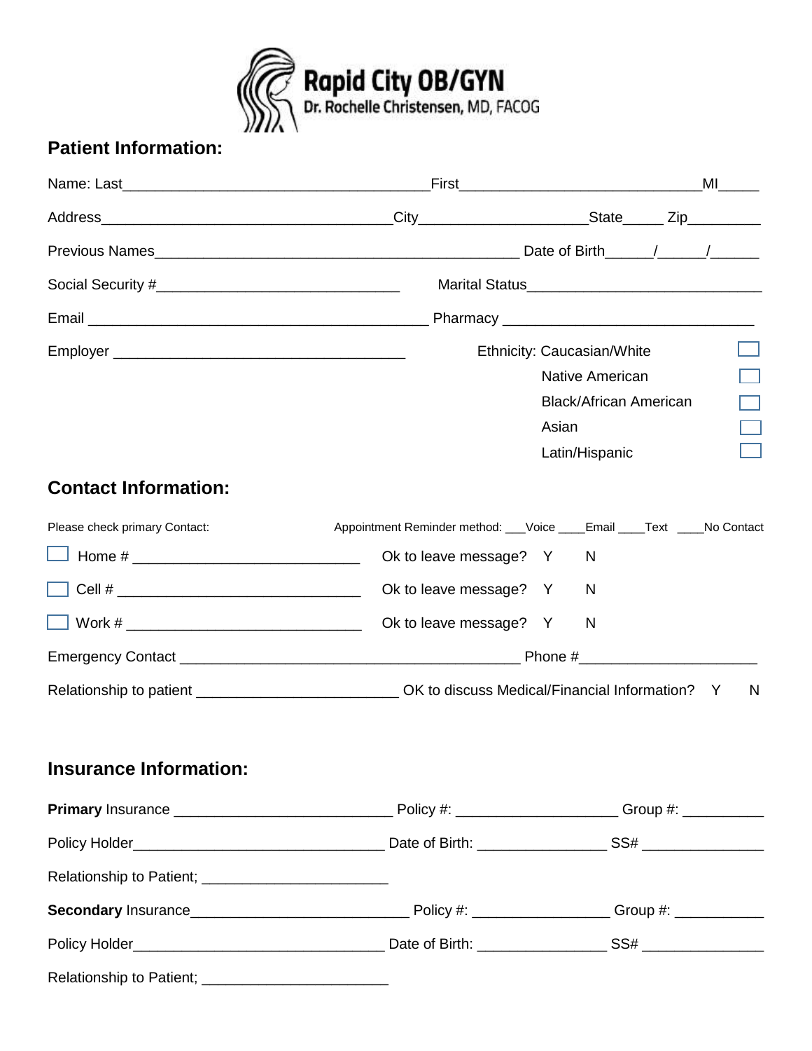**Rapid City OB/GYN**
Dr. Rochelle Christensen, MD, FACOG

## Patient Information:

Name: Last_______________________________________First______________________________MI_____

Address_____________________________________City_____________________State_____ Zip_________

Previous Names______________________________________________ Date of Birth______/______/______

Social Security #______________________________ Marital Status______________________________

Email ___________________________________________ Pharmacy ________________________________

Employer _____________________________________

Ethnicity:
- Caucasian/White ☐
- Native American ☐
- Black/African American ☐
- Asian ☐
- Latin/Hispanic ☐

## Contact Information:

Please check primary Contact:

Appointment Reminder method: ___Voice ____Email ____Text ____No Contact

☐ Home # ____________________________ Ok to leave message? Y N

☐ Cell # ____________________________ Ok to leave message? Y N

☐ Work # ____________________________ Ok to leave message? Y N

Emergency Contact ____________________________________________ Phone #______________________

Relationship to patient __________________________ OK to discuss Medical/Financial Information? Y N

## Insurance Information:

**Primary** Insurance ____________________________ Policy #: ____________________ Group #: __________

Policy Holder________________________________ Date of Birth: ________________ SS# _______________

Relationship to Patient; _______________________

**Secondary** Insurance____________________________ Policy #: _________________ Group #: ___________

Policy Holder________________________________ Date of Birth: ________________ SS# _______________

Relationship to Patient; _______________________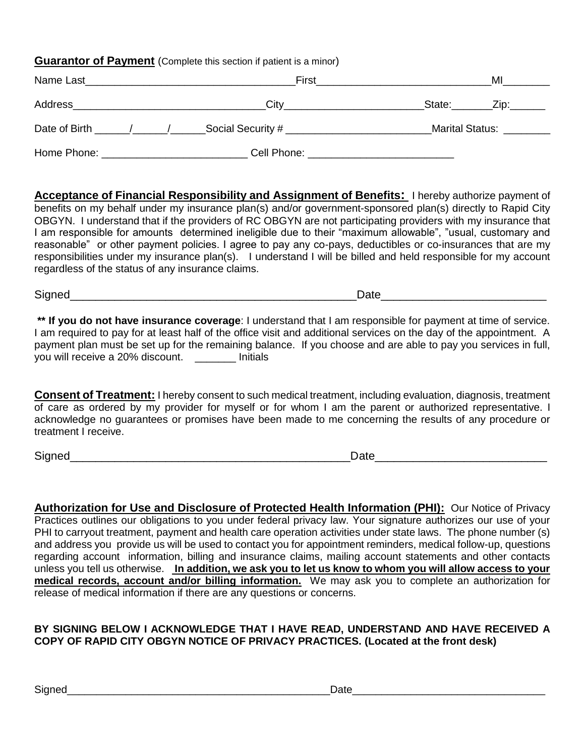**Guarantor of Payment** (Complete this section if patient is a minor)

Name Last___________________________________First_____________________________MI________

Address________________________________City_______________________State:_______Zip:______

Date of Birth ______/______/______Social Security # ________________________Marital Status: ________

Home Phone: ________________________ Cell Phone: ________________________

**Acceptance of Financial Responsibility and Assignment of Benefits:** I hereby authorize payment of benefits on my behalf under my insurance plan(s) and/or government-sponsored plan(s) directly to Rapid City OBGYN. I understand that if the providers of RC OBGYN are not participating providers with my insurance that I am responsible for amounts determined ineligible due to their "maximum allowable", "usual, customary and reasonable" or other payment policies. I agree to pay any co-pays, deductibles or co-insurances that are my responsibilities under my insurance plan(s). I understand I will be billed and held responsible for my account regardless of the status of any insurance claims.

Signed_____________________________________________Date_________________________

**\*\* If you do not have insurance coverage**: I understand that I am responsible for payment at time of service. I am required to pay for at least half of the office visit and additional services on the day of the appointment. A payment plan must be set up for the remaining balance. If you choose and are able to pay you services in full, you will receive a 20% discount. _______ Initials

**Consent of Treatment:** I hereby consent to such medical treatment, including evaluation, diagnosis, treatment of care as ordered by my provider for myself or for whom I am the parent or authorized representative. I acknowledge no guarantees or promises have been made to me concerning the results of any procedure or treatment I receive.

Signed_____________________________________________Date__________________________

**Authorization for Use and Disclosure of Protected Health Information (PHI):** Our Notice of Privacy Practices outlines our obligations to you under federal privacy law. Your signature authorizes our use of your PHI to carryout treatment, payment and health care operation activities under state laws. The phone number (s) and address you provide us will be used to contact you for appointment reminders, medical follow-up, questions regarding account information, billing and insurance claims, mailing account statements and other contacts unless you tell us otherwise. **In addition, we ask you to let us know to whom you will allow access to your medical records, account and/or billing information.** We may ask you to complete an authorization for release of medical information if there are any questions or concerns.

**BY SIGNING BELOW I ACKNOWLEDGE THAT I HAVE READ, UNDERSTAND AND HAVE RECEIVED A COPY OF RAPID CITY OBGYN NOTICE OF PRIVACY PRACTICES. (Located at the front desk)**

Signed_____________________________________________Date________________________________